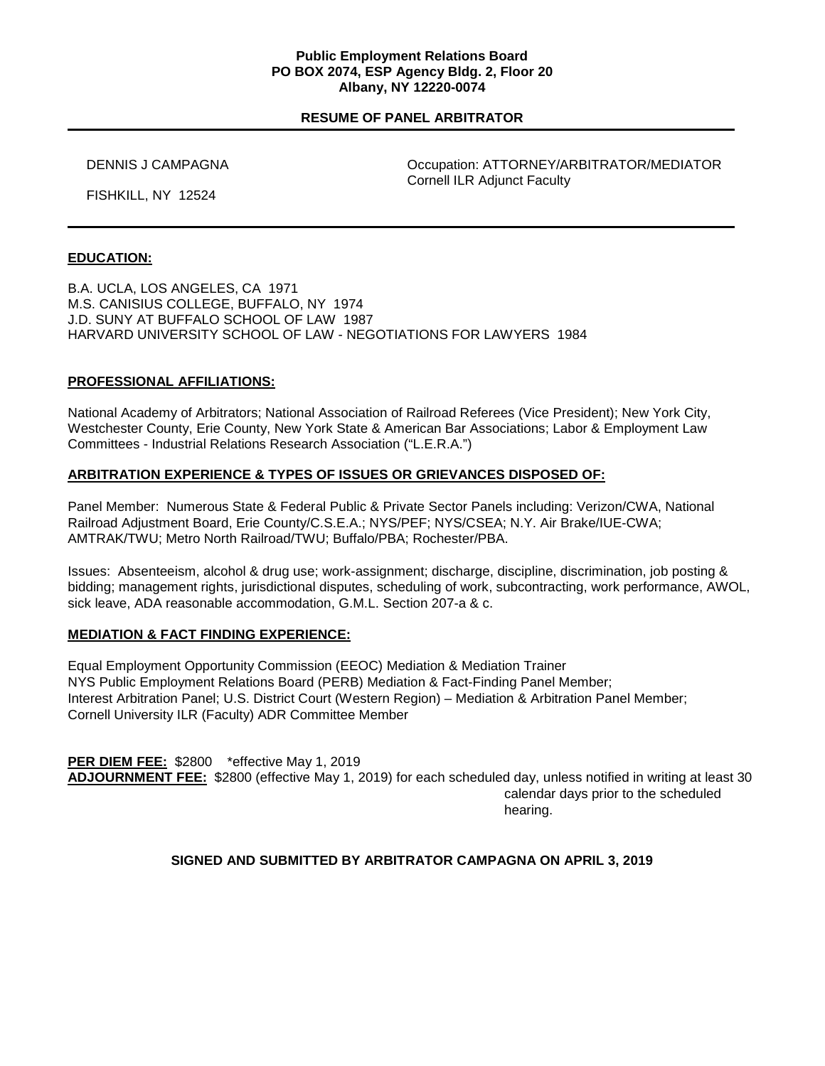**Public Employment Relations Board**
**PO BOX 2074, ESP Agency Bldg. 2, Floor 20**
**Albany, NY 12220-0074**

**RESUME OF PANEL ARBITRATOR**

---

DENNIS J CAMPAGNA

FISHKILL, NY 12524

Occupation: ATTORNEY/ARBITRATOR/MEDIATOR
Cornell ILR Adjunct Faculty

---

**EDUCATION:**

B.A. UCLA, LOS ANGELES, CA 1971
M.S. CANISIUS COLLEGE, BUFFALO, NY 1974
J.D. SUNY AT BUFFALO SCHOOL OF LAW 1987
HARVARD UNIVERSITY SCHOOL OF LAW - NEGOTIATIONS FOR LAWYERS 1984

**PROFESSIONAL AFFILIATIONS:**

National Academy of Arbitrators; National Association of Railroad Referees (Vice President); New York City, Westchester County, Erie County, New York State & American Bar Associations; Labor & Employment Law Committees - Industrial Relations Research Association ("L.E.R.A.")

**ARBITRATION EXPERIENCE & TYPES OF ISSUES OR GRIEVANCES DISPOSED OF:**

Panel Member: Numerous State & Federal Public & Private Sector Panels including: Verizon/CWA, National Railroad Adjustment Board, Erie County/C.S.E.A.; NYS/PEF; NYS/CSEA; N.Y. Air Brake/IUE-CWA; AMTRAK/TWU; Metro North Railroad/TWU; Buffalo/PBA; Rochester/PBA.

Issues: Absenteeism, alcohol & drug use; work-assignment; discharge, discipline, discrimination, job posting & bidding; management rights, jurisdictional disputes, scheduling of work, subcontracting, work performance, AWOL, sick leave, ADA reasonable accommodation, G.M.L. Section 207-a & c.

**MEDIATION & FACT FINDING EXPERIENCE:**

Equal Employment Opportunity Commission (EEOC) Mediation & Mediation Trainer
NYS Public Employment Relations Board (PERB) Mediation & Fact-Finding Panel Member;
Interest Arbitration Panel; U.S. District Court (Western Region) – Mediation & Arbitration Panel Member;
Cornell University ILR (Faculty) ADR Committee Member

**PER DIEM FEE:** $2800 *effective May 1, 2019
**ADJOURNMENT FEE:** $2800 (effective May 1, 2019) for each scheduled day, unless notified in writing at least 30 calendar days prior to the scheduled hearing.

**SIGNED AND SUBMITTED BY ARBITRATOR CAMPAGNA ON APRIL 3, 2019**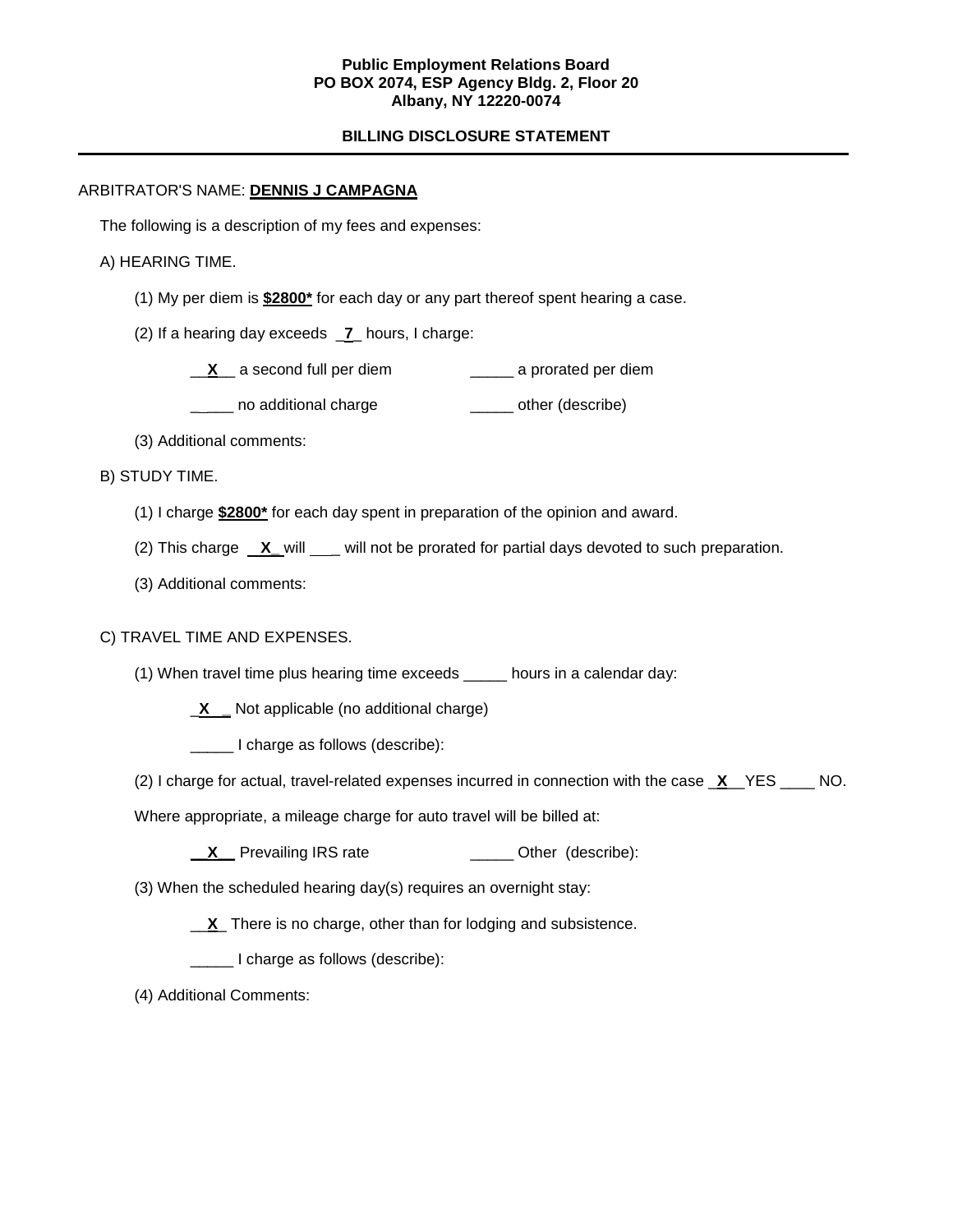**Public Employment Relations Board**
**PO BOX 2074, ESP Agency Bldg. 2, Floor 20**
**Albany, NY 12220-0074**

**BILLING DISCLOSURE STATEMENT**

---

ARBITRATOR'S NAME: **DENNIS J CAMPAGNA**

The following is a description of my fees and expenses:

A) HEARING TIME.

(1) My per diem is **$2800*** for each day or any part thereof spent hearing a case.

(2) If a hearing day exceeds _**7**_ hours, I charge:

__**X**__ a second full per diem _____ a prorated per diem

_____ no additional charge _____ other (describe)

(3) Additional comments:

B) STUDY TIME.

(1) I charge **$2800*** for each day spent in preparation of the opinion and award.

(2) This charge __**X**_ will ___ will not be prorated for partial days devoted to such preparation.

(3) Additional comments:

C) TRAVEL TIME AND EXPENSES.

(1) When travel time plus hearing time exceeds _____ hours in a calendar day:

_**X**_ Not applicable (no additional charge)

_____ I charge as follows (describe):

(2) I charge for actual, travel-related expenses incurred in connection with the case _**X**__YES ____ NO.

Where appropriate, a mileage charge for auto travel will be billed at:

__**X**__ Prevailing IRS rate _____ Other (describe):

(3) When the scheduled hearing day(s) requires an overnight stay:

__**X**_ There is no charge, other than for lodging and subsistence.

_____ I charge as follows (describe):

(4) Additional Comments: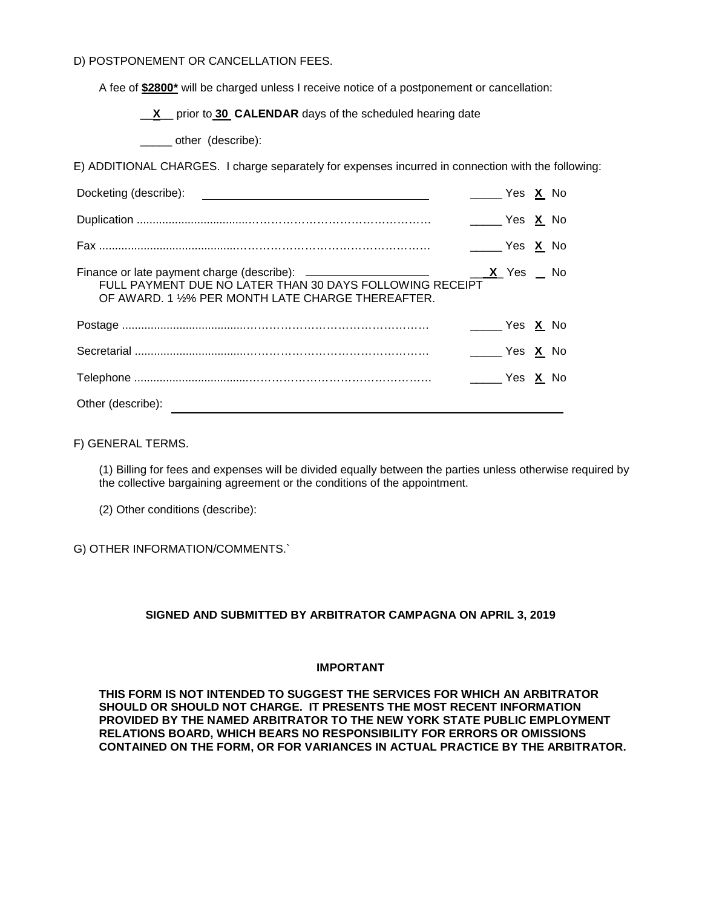D) POSTPONEMENT OR CANCELLATION FEES.

A fee of **$2800*** will be charged unless I receive notice of a postponement or cancellation:

__**X**__ prior to **30 CALENDAR** days of the scheduled hearing date

_____ other (describe):

E) ADDITIONAL CHARGES. I charge separately for expenses incurred in connection with the following:

| | |
|---|---|
| Docketing (describe): | _____ Yes **X** No |
| Duplication | _____ Yes **X** No |
| Fax | _____ Yes **X** No |
| Finance or late payment charge (describe): FULL PAYMENT DUE NO LATER THAN 30 DAYS FOLLOWING RECEIPT OF AWARD. 1 ½% PER MONTH LATE CHARGE THEREAFTER. | **X** Yes _ No |
| Postage | _____ Yes **X** No |
| Secretarial | _____ Yes **X** No |
| Telephone | _____ Yes **X** No |
| Other (describe): | |

F) GENERAL TERMS.

(1) Billing for fees and expenses will be divided equally between the parties unless otherwise required by the collective bargaining agreement or the conditions of the appointment.

(2) Other conditions (describe):

G) OTHER INFORMATION/COMMENTS.`

**SIGNED AND SUBMITTED BY ARBITRATOR CAMPAGNA ON APRIL 3, 2019**

**IMPORTANT**

**THIS FORM IS NOT INTENDED TO SUGGEST THE SERVICES FOR WHICH AN ARBITRATOR SHOULD OR SHOULD NOT CHARGE. IT PRESENTS THE MOST RECENT INFORMATION PROVIDED BY THE NAMED ARBITRATOR TO THE NEW YORK STATE PUBLIC EMPLOYMENT RELATIONS BOARD, WHICH BEARS NO RESPONSIBILITY FOR ERRORS OR OMISSIONS CONTAINED ON THE FORM, OR FOR VARIANCES IN ACTUAL PRACTICE BY THE ARBITRATOR.**